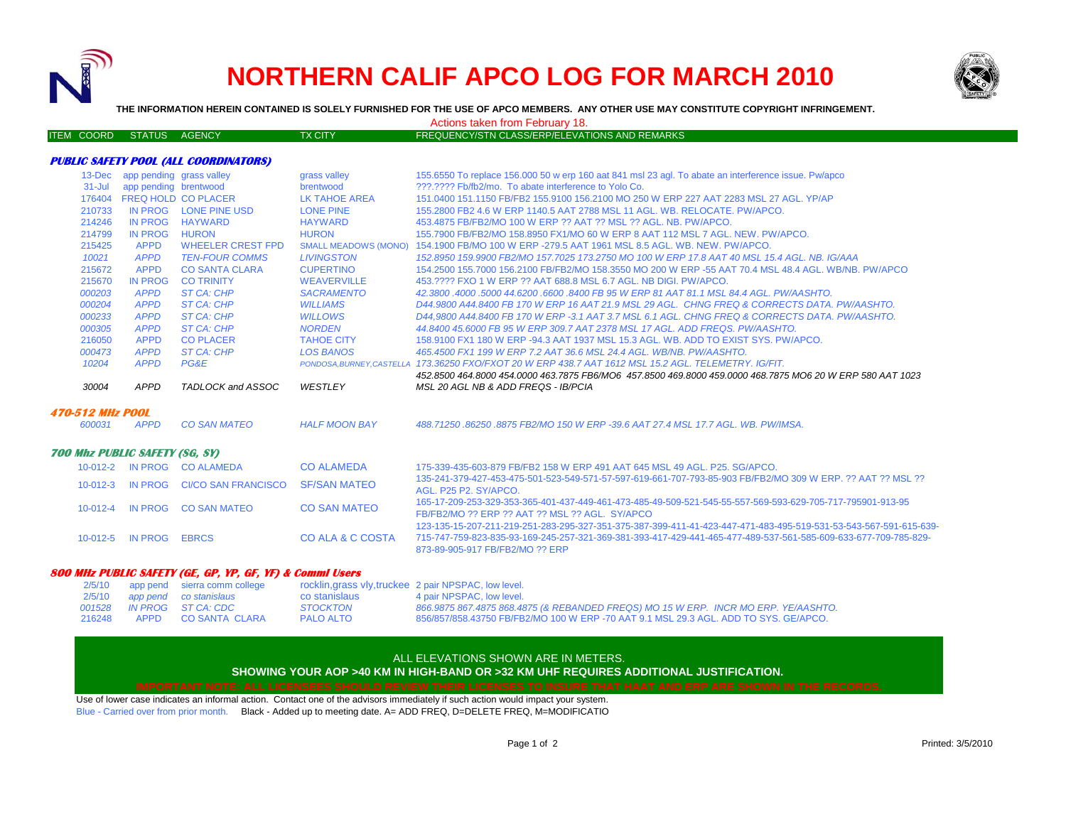# NORTHERN CALIF APCO LOG FOR MARCH 2010

**THE INFORMATION HEREIN CONTAINED IS SOLELY FURNISHED FOR THE USE OF APCO MEMBERS. ANY OTHER USE MAY CONSTITUTE COPYRIGHT INFRINGEMENT.**

Actions taken from February 18.

| ITEM COORD | STATUS | AGENCY | TX CITY | FREQUENCY/STN CLASS/ERP/ELEVATIONS AND REMARKS |
|---|---|---|---|---|
| ***PUBLIC SAFETY POOL (ALL COORDINATORS)*** | | | | |
| 13-Dec | app pending | grass valley | grass valley | 155.6550 To replace 156.000 50 w erp 160 aat 841 msl 23 agl. To abate an interference issue. Pw/apco |
| 31-Jul | app pending | brentwood | brentwood | ???.???? Fb/fb2/mo. To abate interference to Yolo Co. |
| 176404 | FREQ HOLD | CO PLACER | LK TAHOE AREA | 151.0400 151.1150 FB/FB2 155.9100 156.2100 MO 250 W ERP 227 AAT 2283 MSL 27 AGL. YP/AP |
| 210733 | IN PROG | LONE PINE USD | LONE PINE | 155.2800 FB2 4.6 W ERP 1140.5 AAT 2788 MSL 11 AGL. WB. RELOCATE. PW/APCO. |
| 214246 | IN PROG | HAYWARD | HAYWARD | 453.4875 FB/FB2/MO 100 W ERP ?? AAT ?? MSL ?? AGL. NB. PW/APCO. |
| 214799 | IN PROG | HURON | HURON | 155.7900 FB/FB2/MO 158.8950 FX1/MO 60 W ERP 8 AAT 112 MSL 7 AGL. NEW. PW/APCO. |
| 215425 | APPD | WHEELER CREST FPD | SMALL MEADOWS (MONO) | 154.1900 FB/MO 100 W ERP -279.5 AAT 1961 MSL 8.5 AGL. WB. NEW. PW/APCO. |
| *10021* | *APPD* | *TEN-FOUR COMMS* | *LIVINGSTON* | *152.8950 159.9900 FB2/MO 157.7025 173.2750 MO 100 W ERP 17.8 AAT 40 MSL 15.4 AGL. NB. IG/AAA* |
| 215672 | APPD | CO SANTA CLARA | CUPERTINO | 154.2500 155.7000 156.2100 FB/FB2/MO 158.3550 MO 200 W ERP -55 AAT 70.4 MSL 48.4 AGL. WB/NB. PW/APCO |
| 215670 | IN PROG | CO TRINITY | WEAVERVILLE | 453.???? FXO 1 W ERP ?? AAT 688.8 MSL 6.7 AGL. NB DIGI. PW/APCO. |
| *000203* | *APPD* | *ST CA: CHP* | *SACRAMENTO* | *42.3800 .4000 .5000 44.6200 .6600 .8400 FB 95 W ERP 81 AAT 81.1 MSL 84.4 AGL. PW/AASHTO.* |
| *000204* | *APPD* | *ST CA: CHP* | *WILLIAMS* | *D44.9800 A44.8400 FB 170 W ERP 16 AAT 21.9 MSL 29 AGL. CHNG FREQ & CORRECTS DATA. PW/AASHTO.* |
| *000233* | *APPD* | *ST CA: CHP* | *WILLOWS* | *D44,9800 A44.8400 FB 170 W ERP -3.1 AAT 3.7 MSL 6.1 AGL. CHNG FREQ & CORRECTS DATA. PW/AASHTO.* |
| *000305* | *APPD* | *ST CA: CHP* | *NORDEN* | *44.8400 45.6000 FB 95 W ERP 309.7 AAT 2378 MSL 17 AGL. ADD FREQS. PW/AASHTO.* |
| 216050 | APPD | CO PLACER | TAHOE CITY | 158.9100 FX1 180 W ERP -94.3 AAT 1937 MSL 15.3 AGL. WB. ADD TO EXIST SYS. PW/APCO. |
| *000473* | *APPD* | *ST CA: CHP* | *LOS BANOS* | *465.4500 FX1 199 W ERP 7.2 AAT 36.6 MSL 24.4 AGL. WB/NB. PW/AASHTO.* |
| *10204* | *APPD* | *PG&E* | *PONDOSA,BURNEY,CASTELLA* | *173.36250 FXO/FXOT 20 W ERP 438.7 AAT 1612 MSL 15.2 AGL. TELEMETRY. IG/FIT.* |
| *30004* | *APPD* | *TADLOCK and ASSOC* | *WESTLEY* | *452.8500 464.8000 454.0000 463.7875 FB6/MO6 457.8500 469.8000 459.0000 468.7875 MO6 20 W ERP 580 AAT 1023 MSL 20 AGL NB & ADD FREQS - IB/PCIA* |
| ***470-512 MHz POOL*** | | | | |
| *600031* | *APPD* | *CO SAN MATEO* | *HALF MOON BAY* | *488.71250 .86250 .8875 FB2/MO 150 W ERP -39.6 AAT 27.4 MSL 17.7 AGL. WB. PW/IMSA.* |
| ***700 Mhz PUBLIC SAFETY (SG, SY)*** | | | | |
| 10-012-2 | IN PROG | CO ALAMEDA | CO ALAMEDA | 175-339-435-603-879 FB/FB2 158 W ERP 491 AAT 645 MSL 49 AGL. P25. SG/APCO. |
| 10-012-3 | IN PROG | CI/CO SAN FRANCISCO | SF/SAN MATEO | 135-241-379-427-453-475-501-523-549-571-57-597-619-661-707-793-85-903 FB/FB2/MO 309 W ERP. ?? AAT ?? MSL ?? AGL. P25 P2. SY/APCO. |
| 10-012-4 | IN PROG | CO SAN MATEO | CO SAN MATEO | 165-17-209-253-329-353-365-401-437-449-461-473-485-49-509-521-545-55-557-569-593-629-705-717-795901-913-95 FB/FB2/MO ?? ERP ?? AAT ?? MSL ?? AGL. SY/APCO |
| 10-012-5 | IN PROG | EBRCS | CO ALA & C COSTA | 123-135-15-207-211-219-251-283-295-327-351-375-387-399-411-41-423-447-471-483-495-519-531-53-543-567-591-615-639-715-747-759-823-835-93-169-245-257-321-369-381-393-417-429-441-465-477-489-537-561-585-609-633-677-709-785-829-873-89-905-917 FB/FB2/MO ?? ERP |
| ***800 MHz PUBLIC SAFETY (GE, GP, YP, GF, YF) & Comml Users*** | | | | |
| 2/5/10 | app pend | sierra comm college | rocklin,grass vly,truckee | 2 pair NPSPAC, low level. |
| *2/5/10* | *app pend* | *co stanislaus* | co stanislaus | 4 pair NPSPAC, low level. |
| *001528* | *IN PROG* | *ST CA: CDC* | *STOCKTON* | *866.9875 867.4875 868.4875 (& REBANDED FREQS) MO 15 W ERP. INCR MO ERP. YE/AASHTO.* |
| 216248 | APPD | CO SANTA CLARA | PALO ALTO | 856/857/858.43750 FB/FB2/MO 100 W ERP -70 AAT 9.1 MSL 29.3 AGL. ADD TO SYS. GE/APCO. |

ALL ELEVATIONS SHOWN ARE IN METERS.

**SHOWING YOUR AOP >40 KM IN HIGH-BAND OR >32 KM UHF REQUIRES ADDITIONAL JUSTIFICATION.**

**IMPORTANT NOTE: ALL LICENSEES SHOULD REVIEW THEIR LICENSES TO INSURE THAT HAAT AND ERP ARE SHOWN IN THE RECORDS.**

Use of lower case indicates an informal action. Contact one of the advisors immediately if such action would impact your system.

Blue - Carried over from prior month. Black - Added up to meeting date. A= ADD FREQ, D=DELETE FREQ, M=MODIFICATIO

Printed: 3/5/2010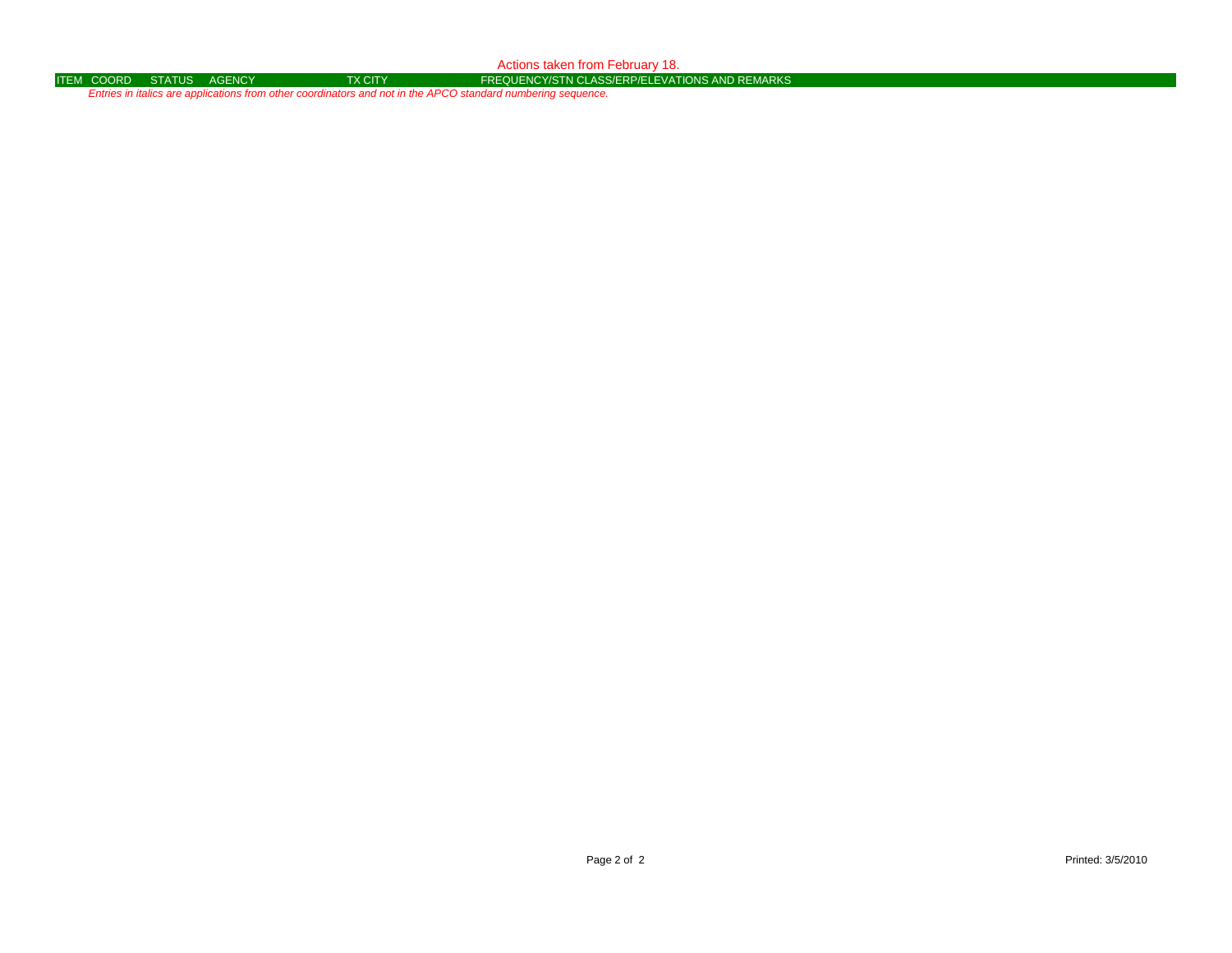Actions taken from February 18.

| ITEM | COORD | STATUS | AGENCY | TX CITY | FREQUENCY/STN CLASS/ERP/ELEVATIONS AND REMARKS |
| --- | --- | --- | --- | --- | --- |

*Entries in italics are applications from other coordinators and not in the APCO standard numbering sequence.*

Printed: 3/5/2010